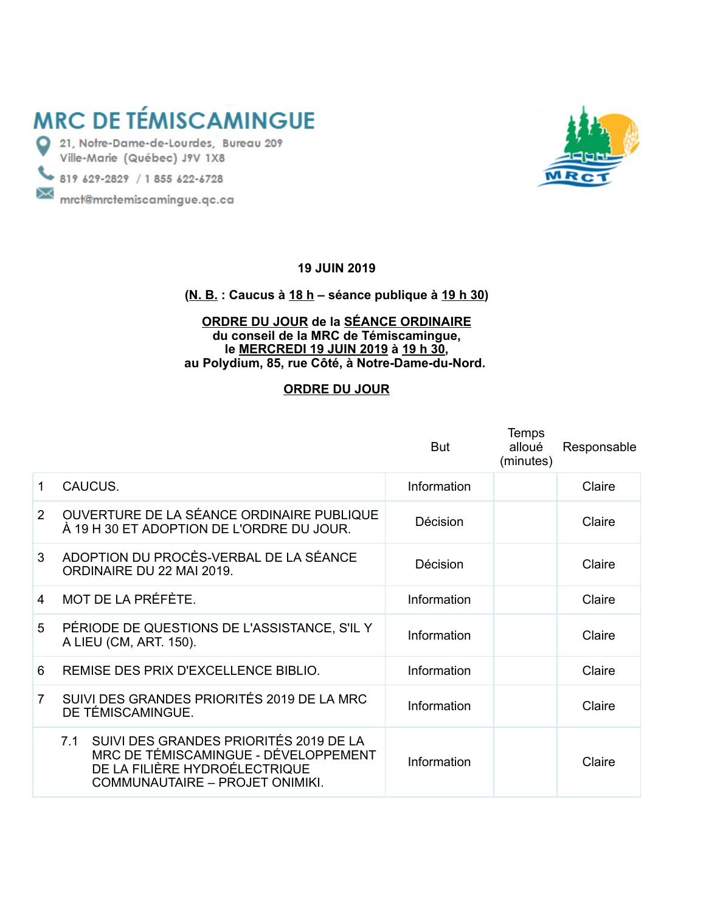# MRC DE TÉMISCAMINGUE

21, Notre-Dame-de-Lourdes, Bureau 209
Ville-Marie (Québec) J9V 1X8
819 629-2829 / 1 855 622-6728
mrct@mrctemiscamingue.qc.ca

**19 JUIN 2019**

**(N. B. : Caucus à 18 h – séance publique à 19 h 30)**

**ORDRE DU JOUR de la SÉANCE ORDINAIRE**
**du conseil de la MRC de Témiscamingue,**
**le MERCREDI 19 JUIN 2019 à 19 h 30,**
**au Polydium, 85, rue Côté, à Notre-Dame-du-Nord.**

**ORDRE DU JOUR**

| | | But | Temps alloué (minutes) | Responsable |
|---|---|---|---|---|
| 1 | CAUCUS. | Information | | Claire |
| 2 | OUVERTURE DE LA SÉANCE ORDINAIRE PUBLIQUE À 19 H 30 ET ADOPTION DE L'ORDRE DU JOUR. | Décision | | Claire |
| 3 | ADOPTION DU PROCÈS-VERBAL DE LA SÉANCE ORDINAIRE DU 22 MAI 2019. | Décision | | Claire |
| 4 | MOT DE LA PRÉFÈTE. | Information | | Claire |
| 5 | PÉRIODE DE QUESTIONS DE L'ASSISTANCE, S'IL Y A LIEU (CM, ART. 150). | Information | | Claire |
| 6 | REMISE DES PRIX D'EXCELLENCE BIBLIO. | Information | | Claire |
| 7 | SUIVI DES GRANDES PRIORITÉS 2019 DE LA MRC DE TÉMISCAMINGUE. | Information | | Claire |
| 7.1 | SUIVI DES GRANDES PRIORITÉS 2019 DE LA MRC DE TÉMISCAMINGUE - DÉVELOPPEMENT DE LA FILIÈRE HYDROÉLECTRIQUE COMMUNAUTAIRE – PROJET ONIMIKI. | Information | | Claire |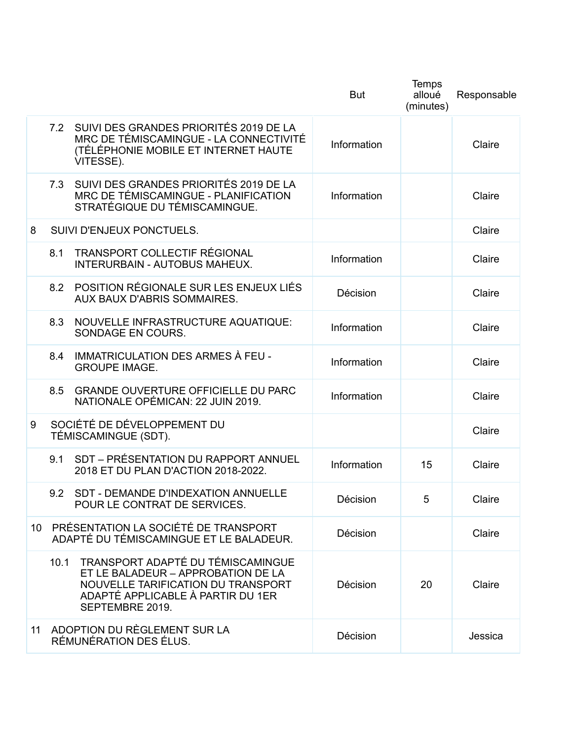| | But | Temps alloué (minutes) | Responsable |
|---|---|---|---|
| 7.2 SUIVI DES GRANDES PRIORITÉS 2019 DE LA MRC DE TÉMISCAMINGUE - LA CONNECTIVITÉ (TÉLÉPHONIE MOBILE ET INTERNET HAUTE VITESSE). | Information | | Claire |
| 7.3 SUIVI DES GRANDES PRIORITÉS 2019 DE LA MRC DE TÉMISCAMINGUE - PLANIFICATION STRATÉGIQUE DU TÉMISCAMINGUE. | Information | | Claire |
| 8 SUIVI D'ENJEUX PONCTUELS. | | | Claire |
| 8.1 TRANSPORT COLLECTIF RÉGIONAL INTERURBAIN - AUTOBUS MAHEUX. | Information | | Claire |
| 8.2 POSITION RÉGIONALE SUR LES ENJEUX LIÉS AUX BAUX D'ABRIS SOMMAIRES. | Décision | | Claire |
| 8.3 NOUVELLE INFRASTRUCTURE AQUATIQUE: SONDAGE EN COURS. | Information | | Claire |
| 8.4 IMMATRICULATION DES ARMES À FEU - GROUPE IMAGE. | Information | | Claire |
| 8.5 GRANDE OUVERTURE OFFICIELLE DU PARC NATIONALE OPÉMICAN: 22 JUIN 2019. | Information | | Claire |
| 9 SOCIÉTÉ DE DÉVELOPPEMENT DU TÉMISCAMINGUE (SDT). | | | Claire |
| 9.1 SDT – PRÉSENTATION DU RAPPORT ANNUEL 2018 ET DU PLAN D'ACTION 2018-2022. | Information | 15 | Claire |
| 9.2 SDT - DEMANDE D'INDEXATION ANNUELLE POUR LE CONTRAT DE SERVICES. | Décision | 5 | Claire |
| 10 PRÉSENTATION LA SOCIÉTÉ DE TRANSPORT ADAPTÉ DU TÉMISCAMINGUE ET LE BALADEUR. | Décision | | Claire |
| 10.1 TRANSPORT ADAPTÉ DU TÉMISCAMINGUE ET LE BALADEUR – APPROBATION DE LA NOUVELLE TARIFICATION DU TRANSPORT ADAPTÉ APPLICABLE À PARTIR DU 1ER SEPTEMBRE 2019. | Décision | 20 | Claire |
| 11 ADOPTION DU RÈGLEMENT SUR LA RÉMUNÉRATION DES ÉLUS. | Décision | | Jessica |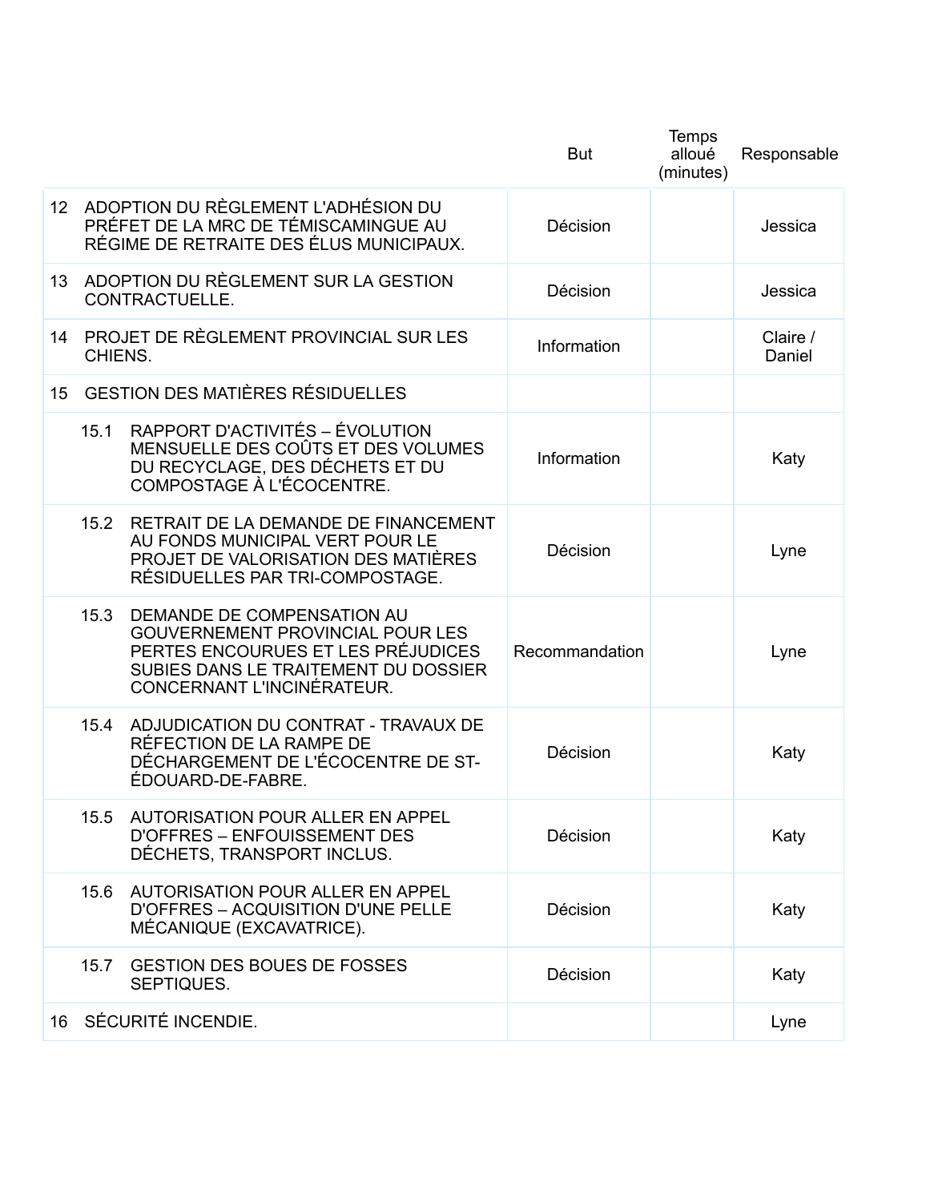| | | But | Temps alloué (minutes) | Responsable |
|---|---|---|---|---|
| 12 | ADOPTION DU RÈGLEMENT L'ADHÉSION DU PRÉFET DE LA MRC DE TÉMISCAMINGUE AU RÉGIME DE RETRAITE DES ÉLUS MUNICIPAUX. | Décision | | Jessica |
| 13 | ADOPTION DU RÈGLEMENT SUR LA GESTION CONTRACTUELLE. | Décision | | Jessica |
| 14 | PROJET DE RÈGLEMENT PROVINCIAL SUR LES CHIENS. | Information | | Claire / Daniel |
| 15 | GESTION DES MATIÈRES RÉSIDUELLES | | | |
| 15.1 | RAPPORT D'ACTIVITÉS – ÉVOLUTION MENSUELLE DES COÛTS ET DES VOLUMES DU RECYCLAGE, DES DÉCHETS ET DU COMPOSTAGE À L'ÉCOCENTRE. | Information | | Katy |
| 15.2 | RETRAIT DE LA DEMANDE DE FINANCEMENT AU FONDS MUNICIPAL VERT POUR LE PROJET DE VALORISATION DES MATIÈRES RÉSIDUELLES PAR TRI-COMPOSTAGE. | Décision | | Lyne |
| 15.3 | DEMANDE DE COMPENSATION AU GOUVERNEMENT PROVINCIAL POUR LES PERTES ENCOURUES ET LES PRÉJUDICES SUBIES DANS LE TRAITEMENT DU DOSSIER CONCERNANT L'INCINÉRATEUR. | Recommandation | | Lyne |
| 15.4 | ADJUDICATION DU CONTRAT - TRAVAUX DE RÉFECTION DE LA RAMPE DE DÉCHARGEMENT DE L'ÉCOCENTRE DE ST-ÉDOUARD-DE-FABRE. | Décision | | Katy |
| 15.5 | AUTORISATION POUR ALLER EN APPEL D'OFFRES – ENFOUISSEMENT DES DÉCHETS, TRANSPORT INCLUS. | Décision | | Katy |
| 15.6 | AUTORISATION POUR ALLER EN APPEL D'OFFRES – ACQUISITION D'UNE PELLE MÉCANIQUE (EXCAVATRICE). | Décision | | Katy |
| 15.7 | GESTION DES BOUES DE FOSSES SEPTIQUES. | Décision | | Katy |
| 16 | SÉCURITÉ INCENDIE. | | | Lyne |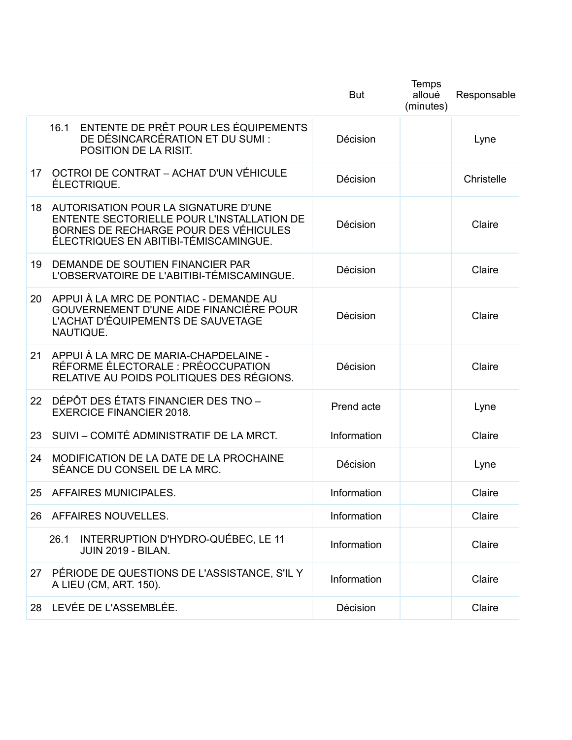| | | But | Temps alloué (minutes) | Responsable |
|---|---|---|---|---|
| | 16.1 ENTENTE DE PRÊT POUR LES ÉQUIPEMENTS DE DÉSINCARCÉRATION ET DU SUMI : POSITION DE LA RISIT. | Décision | | Lyne |
| 17 | OCTROI DE CONTRAT – ACHAT D'UN VÉHICULE ÉLECTRIQUE. | Décision | | Christelle |
| 18 | AUTORISATION POUR LA SIGNATURE D'UNE ENTENTE SECTORIELLE POUR L'INSTALLATION DE BORNES DE RECHARGE POUR DES VÉHICULES ÉLECTRIQUES EN ABITIBI-TÉMISCAMINGUE. | Décision | | Claire |
| 19 | DEMANDE DE SOUTIEN FINANCIER PAR L'OBSERVATOIRE DE L'ABITIBI-TÉMISCAMINGUE. | Décision | | Claire |
| 20 | APPUI À LA MRC DE PONTIAC - DEMANDE AU GOUVERNEMENT D'UNE AIDE FINANCIÈRE POUR L'ACHAT D'ÉQUIPEMENTS DE SAUVETAGE NAUTIQUE. | Décision | | Claire |
| 21 | APPUI À LA MRC DE MARIA-CHAPDELAINE - RÉFORME ÉLECTORALE : PRÉOCCUPATION RELATIVE AU POIDS POLITIQUES DES RÉGIONS. | Décision | | Claire |
| 22 | DÉPÔT DES ÉTATS FINANCIER DES TNO – EXERCICE FINANCIER 2018. | Prend acte | | Lyne |
| 23 | SUIVI – COMITÉ ADMINISTRATIF DE LA MRCT. | Information | | Claire |
| 24 | MODIFICATION DE LA DATE DE LA PROCHAINE SÉANCE DU CONSEIL DE LA MRC. | Décision | | Lyne |
| 25 | AFFAIRES MUNICIPALES. | Information | | Claire |
| 26 | AFFAIRES NOUVELLES. | Information | | Claire |
| | 26.1 INTERRUPTION D'HYDRO-QUÉBEC, LE 11 JUIN 2019 - BILAN. | Information | | Claire |
| 27 | PÉRIODE DE QUESTIONS DE L'ASSISTANCE, S'IL Y A LIEU (CM, ART. 150). | Information | | Claire |
| 28 | LEVÉE DE L'ASSEMBLÉE. | Décision | | Claire |